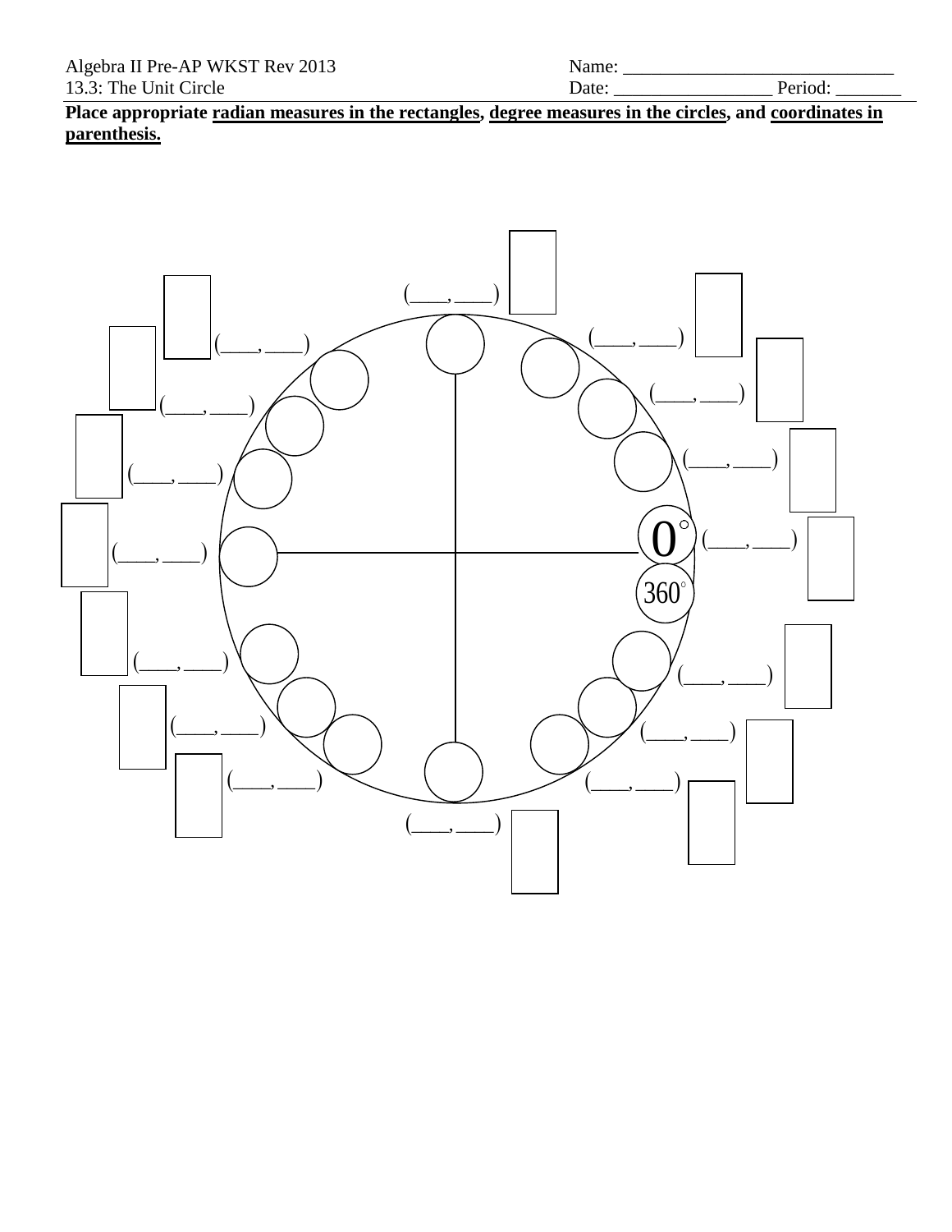Place appropriate **radians measures in the rectangles**, **degree measures in the circles**, and **coordinates in parenthesis.**

$0^\circ$

$360^\circ$

(\_\_\_\_, \_\_\_\_)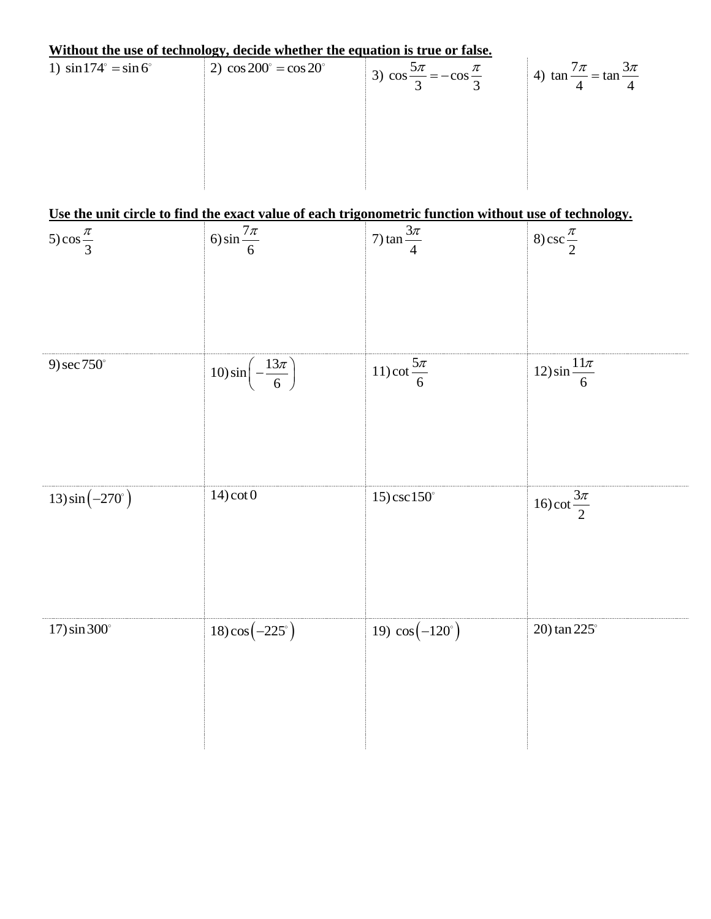**Without the use of technology, decide whether the equation is true or false.**

| | | | |
|---|---|---|---|
| 1) $\sin 174^\circ = \sin 6^\circ$ | 2) $\cos 200^\circ = \cos 20^\circ$ | 3) $\cos\frac{5\pi}{3} = -\cos\frac{\pi}{3}$ | 4) $\tan\frac{7\pi}{4} = \tan\frac{3\pi}{4}$ |

**Use the unit circle to find the exact value of each trigonometric function without use of technology.**

| | | | |
|---|---|---|---|
| 5) $\cos\frac{\pi}{3}$ | 6) $\sin\frac{7\pi}{6}$ | 7) $\tan\frac{3\pi}{4}$ | 8) $\csc\frac{\pi}{2}$ |
| 9) $\sec 750^\circ$ | 10) $\sin\left(-\frac{13\pi}{6}\right)$ | 11) $\cot\frac{5\pi}{6}$ | 12) $\sin\frac{11\pi}{6}$ |
| 13) $\sin\left(-270^\circ\right)$ | 14) $\cot 0$ | 15) $\csc 150^\circ$ | 16) $\cot\frac{3\pi}{2}$ |
| 17) $\sin 300^\circ$ | 18) $\cos\left(-225^\circ\right)$ | 19) $\cos\left(-120^\circ\right)$ | 20) $\tan 225^\circ$ |